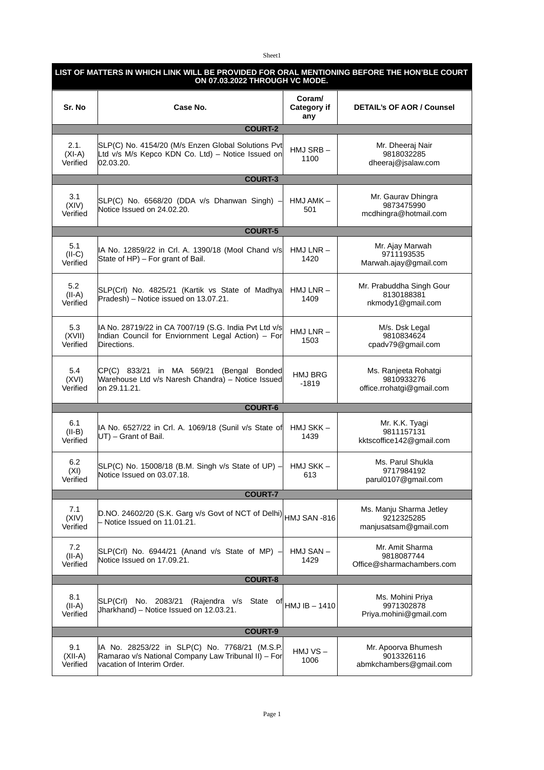| LIST OF MATTERS IN WHICH LINK WILL BE PROVIDED FOR ORAL MENTIONING BEFORE THE HON'BLE COURT ON 07.03.2022 THROUGH VC MODE. | | | |
|---|---|---|---|
| **Sr. No** | **Case No.** | **Coram/ Category if any** | **DETAIL's OF AOR / Counsel** |
| | **COURT-2** | | |
| 2.1. (XI-A) Verified | SLP(C) No. 4154/20 (M/s Enzen Global Solutions Pvt Ltd v/s M/s Kepco KDN Co. Ltd) – Notice Issued on 02.03.20. | HMJ SRB – 1100 | Mr. Dheeraj Nair 9818032285 dheeraj@jsalaw.com |
| | **COURT-3** | | |
| 3.1 (XIV) Verified | SLP(C) No. 6568/20 (DDA v/s Dhanwan Singh) – Notice Issued on 24.02.20. | HMJ AMK – 501 | Mr. Gaurav Dhingra 9873475990 mcdhingra@hotmail.com |
| | **COURT-5** | | |
| 5.1 (II-C) Verified | IA No. 12859/22 in Crl. A. 1390/18 (Mool Chand v/s State of HP) – For grant of Bail. | HMJ LNR – 1420 | Mr. Ajay Marwah 9711193535 Marwah.ajay@gmail.com |
| 5.2 (II-A) Verified | SLP(Crl) No. 4825/21 (Kartik vs State of Madhya Pradesh) – Notice issued on 13.07.21. | HMJ LNR – 1409 | Mr. Prabuddha Singh Gour 8130188381 nkmody1@gmail.com |
| 5.3 (XVII) Verified | IA No. 28719/22 in CA 7007/19 (S.G. India Pvt Ltd v/s Indian Council for Enviornment Legal Action) – For Directions. | HMJ LNR – 1503 | M/s. Dsk Legal 9810834624 cpadv79@gmail.com |
| 5.4 (XVI) Verified | CP(C) 833/21 in MA 569/21 (Bengal Bonded Warehouse Ltd v/s Naresh Chandra) – Notice Issued on 29.11.21. | HMJ BRG -1819 | Ms. Ranjeeta Rohatgi 9810933276 office.rrohatgi@gmail.com |
| | **COURT-6** | | |
| 6.1 (II-B) Verified | IA No. 6527/22 in Crl. A. 1069/18 (Sunil v/s State of UT) – Grant of Bail. | HMJ SKK – 1439 | Mr. K.K. Tyagi 9811157131 kktscoffice142@gmail.com |
| 6.2 (XI) Verified | SLP(C) No. 15008/18 (B.M. Singh v/s State of UP) – Notice Issued on 03.07.18. | HMJ SKK – 613 | Ms. Parul Shukla 9717984192 parul0107@gmail.com |
| | **COURT-7** | | |
| 7.1 (XIV) Verified | D.NO. 24602/20 (S.K. Garg v/s Govt of NCT of Delhi) – Notice Issued on 11.01.21. | HMJ SAN -816 | Ms. Manju Sharma Jetley 9212325285 manjusatsam@gmail.com |
| 7.2 (II-A) Verified | SLP(Crl) No. 6944/21 (Anand v/s State of MP) – Notice Issued on 17.09.21. | HMJ SAN – 1429 | Mr. Amit Sharma 9818087744 Office@sharmachambers.com |
| | **COURT-8** | | |
| 8.1 (II-A) Verified | SLP(Crl) No. 2083/21 (Rajendra v/s State of Jharkhand) – Notice Issued on 12.03.21. | HMJ IB – 1410 | Ms. Mohini Priya 9971302878 Priya.mohini@gmail.com |
| | **COURT-9** | | |
| 9.1 (XII-A) Verified | IA No. 28253/22 in SLP(C) No. 7768/21 (M.S.P. Ramarao v/s National Company Law Tribunal II) – For vacation of Interim Order. | HMJ VS – 1006 | Mr. Apoorva Bhumesh 9013326116 abmkchambers@gmail.com |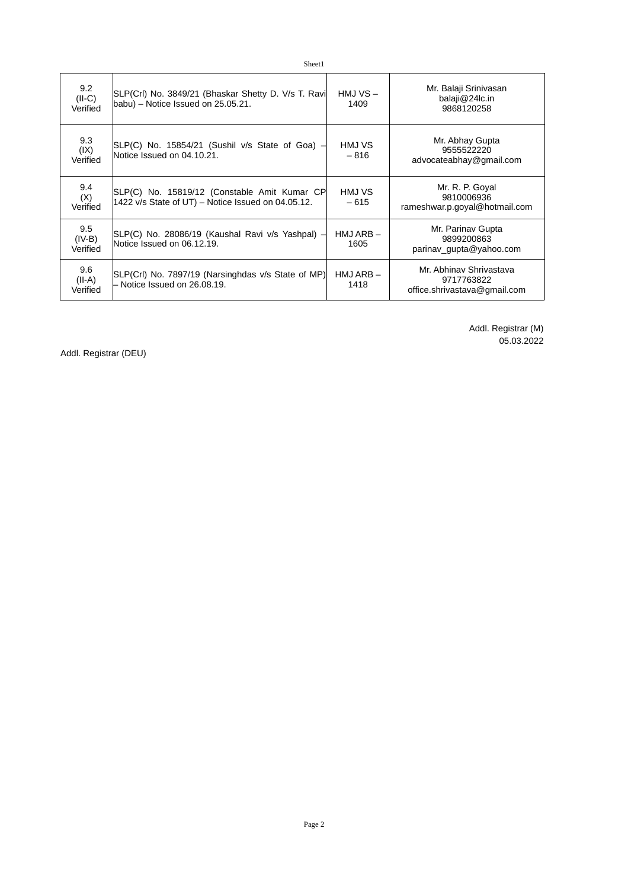| | | | |
|---|---|---|---|
| 9.2 (II-C) Verified | SLP(Crl) No. 3849/21 (Bhaskar Shetty D. V/s T. Ravi babu) – Notice Issued on 25.05.21. | HMJ VS – 1409 | Mr. Balaji Srinivasan balaji@24lc.in 9868120258 |
| 9.3 (IX) Verified | SLP(C) No. 15854/21 (Sushil v/s State of Goa) – Notice Issued on 04.10.21. | HMJ VS – 816 | Mr. Abhay Gupta 9555522220 advocateabhay@gmail.com |
| 9.4 (X) Verified | SLP(C) No. 15819/12 (Constable Amit Kumar CP 1422 v/s State of UT) – Notice Issued on 04.05.12. | HMJ VS – 615 | Mr. R. P. Goyal 9810006936 rameshwar.p.goyal@hotmail.com |
| 9.5 (IV-B) Verified | SLP(C) No. 28086/19 (Kaushal Ravi v/s Yashpal) – Notice Issued on 06.12.19. | HMJ ARB – 1605 | Mr. Parinav Gupta 9899200863 parinav_gupta@yahoo.com |
| 9.6 (II-A) Verified | SLP(Crl) No. 7897/19 (Narsinghdas v/s State of MP) – Notice Issued on 26.08.19. | HMJ ARB – 1418 | Mr. Abhinav Shrivastava 9717763822 office.shrivastava@gmail.com |

Addl. Registrar (M)
05.03.2022

Addl. Registrar (DEU)